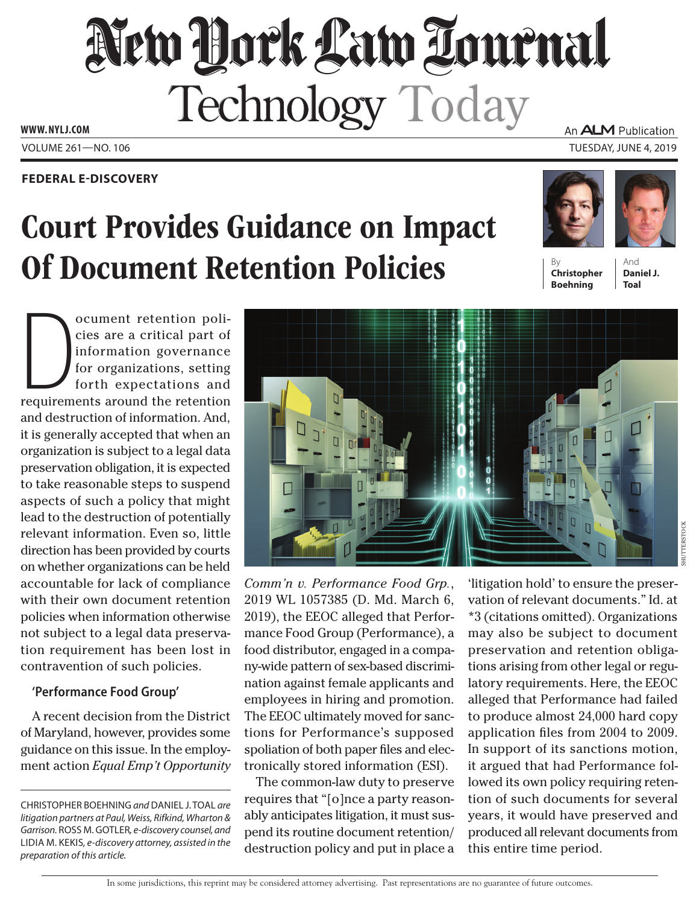# New York Law Journal

## Technology Today

WWW.NYLJ.COM

VOLUME 261—NO. 106

TUESDAY, JUNE 4, 2019

**FEDERAL E-DISCOVERY**

# Court Provides Guidance on Impact Of Document Retention Policies

By **Christopher Boehning** And **Daniel J. Toal**

Document retention policies are a critical part of information governance for organizations, setting forth expectations and requirements around the retention and destruction of information. And, it is generally accepted that when an organization is subject to a legal data preservation obligation, it is expected to take reasonable steps to suspend aspects of such a policy that might lead to the destruction of potentially relevant information. Even so, little direction has been provided by courts on whether organizations can be held accountable for lack of compliance with their own document retention policies when information otherwise not subject to a legal data preservation requirement has been lost in contravention of such policies.

### 'Performance Food Group'

A recent decision from the District of Maryland, however, provides some guidance on this issue. In the employment action *Equal Emp't Opportunity Comm'n v. Performance Food Grp.*, 2019 WL 1057385 (D. Md. March 6, 2019), the EEOC alleged that Performance Food Group (Performance), a food distributor, engaged in a company-wide pattern of sex-based discrimination against female applicants and employees in hiring and promotion. The EEOC ultimately moved for sanctions for Performance's supposed spoliation of both paper files and electronically stored information (ESI).

The common-law duty to preserve requires that "[o]nce a party reasonably anticipates litigation, it must suspend its routine document retention/destruction policy and put in place a 'litigation hold' to ensure the preservation of relevant documents." Id. at *3 (citations omitted). Organizations may also be subject to document preservation and retention obligations arising from other legal or regulatory requirements. Here, the EEOC alleged that Performance had failed to produce almost 24,000 hard copy application files from 2004 to 2009. In support of its sanctions motion, it argued that had Performance followed its own policy requiring retention of such documents for several years, it would have preserved and produced all relevant documents from this entire time period.

---

CHRISTOPHER BOEHNING *and* DANIEL J. TOAL *are litigation partners at Paul, Weiss, Rifkind, Wharton & Garrison.* ROSS M. GOTLER*, e-discovery counsel, and* LIDIA M. KEKIS*, e-discovery attorney, assisted in the preparation of this article.*

In some jurisdictions, this reprint may be considered attorney advertising. Past representations are no guarantee of future outcomes.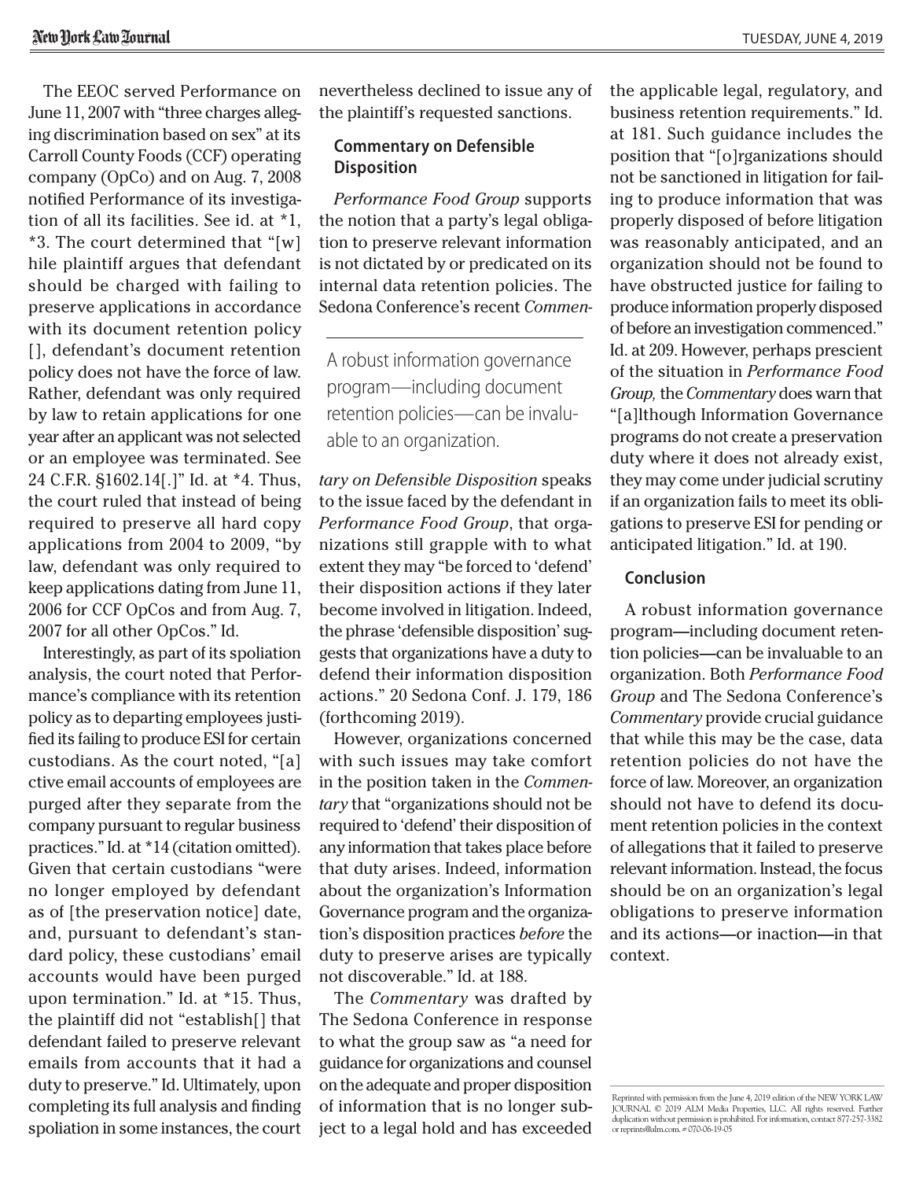The EEOC served Performance on June 11, 2007 with "three charges alleging discrimination based on sex" at its Carroll County Foods (CCF) operating company (OpCo) and on Aug. 7, 2008 notified Performance of its investigation of all its facilities. See id. at *1, *3. The court determined that "[w]hile plaintiff argues that defendant should be charged with failing to preserve applications in accordance with its document retention policy [], defendant's document retention policy does not have the force of law. Rather, defendant was only required by law to retain applications for one year after an applicant was not selected or an employee was terminated. See 24 C.F.R. §1602.14[.]" Id. at *4. Thus, the court ruled that instead of being required to preserve all hard copy applications from 2004 to 2009, "by law, defendant was only required to keep applications dating from June 11, 2006 for CCF OpCos and from Aug. 7, 2007 for all other OpCos." Id.

Interestingly, as part of its spoliation analysis, the court noted that Performance's compliance with its retention policy as to departing employees justified its failing to produce ESI for certain custodians. As the court noted, "[a]ctive email accounts of employees are purged after they separate from the company pursuant to regular business practices." Id. at *14 (citation omitted). Given that certain custodians "were no longer employed by defendant as of [the preservation notice] date, and, pursuant to defendant's standard policy, these custodians' email accounts would have been purged upon termination." Id. at *15. Thus, the plaintiff did not "establish[] that defendant failed to preserve relevant emails from accounts that it had a duty to preserve." Id. Ultimately, upon completing its full analysis and finding spoliation in some instances, the court nevertheless declined to issue any of the plaintiff's requested sanctions.

### Commentary on Defensible Disposition

*Performance Food Group* supports the notion that a party's legal obligation to preserve relevant information is not dictated by or predicated on its internal data retention policies. The Sedona Conference's recent *Commentary on Defensible Disposition* speaks to the issue faced by the defendant in *Performance Food Group*, that organizations still grapple with to what extent they may "be forced to 'defend' their disposition actions if they later become involved in litigation. Indeed, the phrase 'defensible disposition' suggests that organizations have a duty to defend their information disposition actions." 20 Sedona Conf. J. 179, 186 (forthcoming 2019).

> A robust information governance program—including document retention policies—can be invaluable to an organization.

However, organizations concerned with such issues may take comfort in the position taken in the *Commentary* that "organizations should not be required to 'defend' their disposition of any information that takes place before that duty arises. Indeed, information about the organization's Information Governance program and the organization's disposition practices *before* the duty to preserve arises are typically not discoverable." Id. at 188.

The *Commentary* was drafted by The Sedona Conference in response to what the group saw as "a need for guidance for organizations and counsel on the adequate and proper disposition of information that is no longer subject to a legal hold and has exceeded the applicable legal, regulatory, and business retention requirements." Id. at 181. Such guidance includes the position that "[o]rganizations should not be sanctioned in litigation for failing to produce information that was properly disposed of before litigation was reasonably anticipated, and an organization should not be found to have obstructed justice for failing to produce information properly disposed of before an investigation commenced." Id. at 209. However, perhaps prescient of the situation in *Performance Food Group,* the *Commentary* does warn that "[a]lthough Information Governance programs do not create a preservation duty where it does not already exist, they may come under judicial scrutiny if an organization fails to meet its obligations to preserve ESI for pending or anticipated litigation." Id. at 190.

### Conclusion

A robust information governance program—including document retention policies—can be invaluable to an organization. Both *Performance Food Group* and The Sedona Conference's *Commentary* provide crucial guidance that while this may be the case, data retention policies do not have the force of law. Moreover, an organization should not have to defend its document retention policies in the context of allegations that it failed to preserve relevant information. Instead, the focus should be on an organization's legal obligations to preserve information and its actions—or inaction—in that context.

Reprinted with permission from the June 4, 2019 edition of the NEW YORK LAW JOURNAL © 2019 ALM Media Properties, LLC. All rights reserved. Further duplication without permission is prohibited. For information, contact 877-257-3382 or reprints@alm.com. # 070-06-19-05